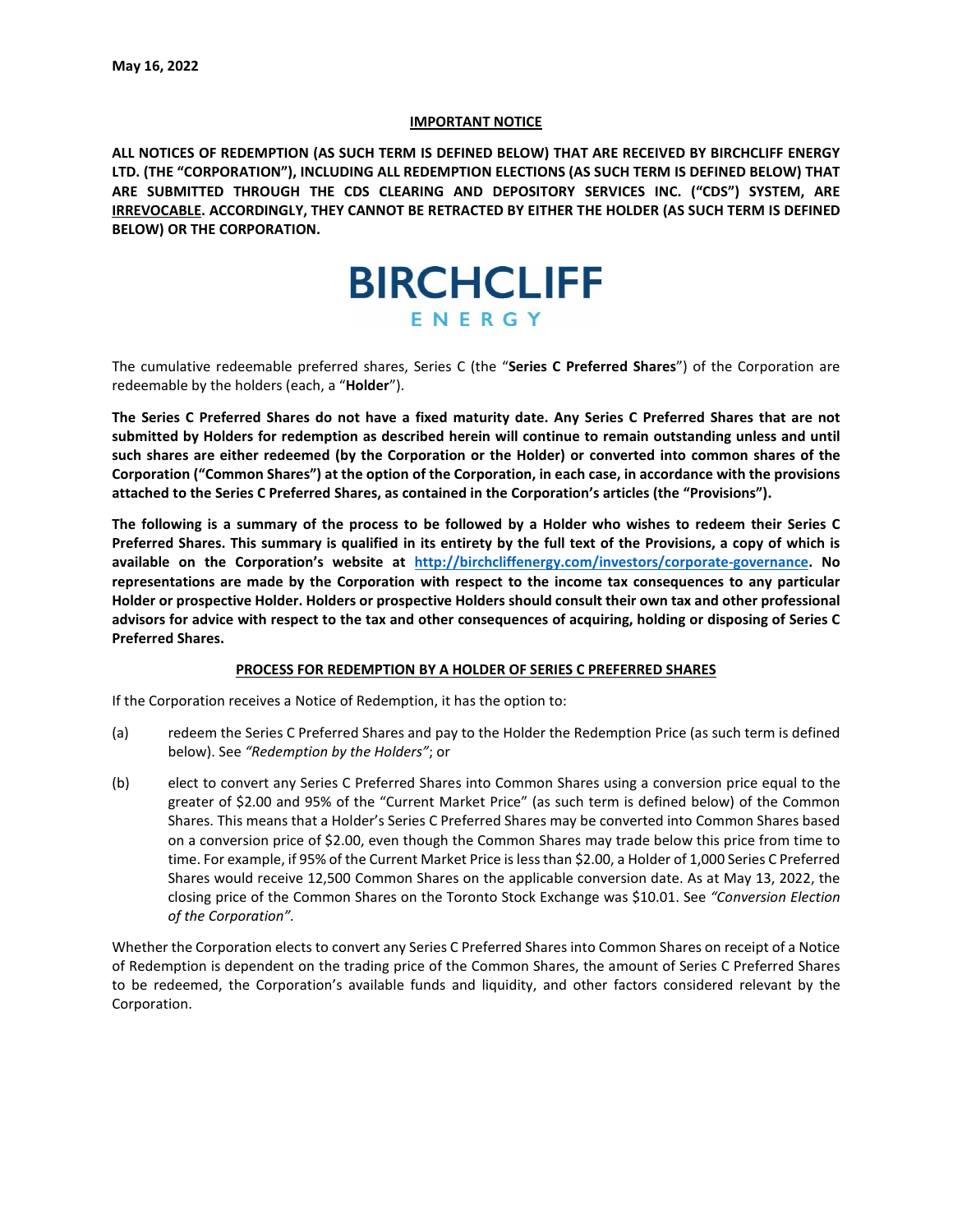**May 16, 2022**

## IMPORTANT NOTICE

**ALL NOTICES OF REDEMPTION (AS SUCH TERM IS DEFINED BELOW) THAT ARE RECEIVED BY BIRCHCLIFF ENERGY LTD. (THE "CORPORATION"), INCLUDING ALL REDEMPTION ELECTIONS (AS SUCH TERM IS DEFINED BELOW) THAT ARE SUBMITTED THROUGH THE CDS CLEARING AND DEPOSITORY SERVICES INC. ("CDS") SYSTEM, ARE IRREVOCABLE. ACCORDINGLY, THEY CANNOT BE RETRACTED BY EITHER THE HOLDER (AS SUCH TERM IS DEFINED BELOW) OR THE CORPORATION.**

BIRCHCLIFF ENERGY

The cumulative redeemable preferred shares, Series C (the "**Series C Preferred Shares**") of the Corporation are redeemable by the holders (each, a "**Holder**").

**The Series C Preferred Shares do not have a fixed maturity date. Any Series C Preferred Shares that are not submitted by Holders for redemption as described herein will continue to remain outstanding unless and until such shares are either redeemed (by the Corporation or the Holder) or converted into common shares of the Corporation ("Common Shares") at the option of the Corporation, in each case, in accordance with the provisions attached to the Series C Preferred Shares, as contained in the Corporation's articles (the "Provisions").**

**The following is a summary of the process to be followed by a Holder who wishes to redeem their Series C Preferred Shares. This summary is qualified in its entirety by the full text of the Provisions, a copy of which is available on the Corporation's website at http://birchcliffenergy.com/investors/corporate-governance. No representations are made by the Corporation with respect to the income tax consequences to any particular Holder or prospective Holder. Holders or prospective Holders should consult their own tax and other professional advisors for advice with respect to the tax and other consequences of acquiring, holding or disposing of Series C Preferred Shares.**

## PROCESS FOR REDEMPTION BY A HOLDER OF SERIES C PREFERRED SHARES

If the Corporation receives a Notice of Redemption, it has the option to:

(a) redeem the Series C Preferred Shares and pay to the Holder the Redemption Price (as such term is defined below). See *"Redemption by the Holders"*; or

(b) elect to convert any Series C Preferred Shares into Common Shares using a conversion price equal to the greater of $2.00 and 95% of the "Current Market Price" (as such term is defined below) of the Common Shares. This means that a Holder's Series C Preferred Shares may be converted into Common Shares based on a conversion price of $2.00, even though the Common Shares may trade below this price from time to time. For example, if 95% of the Current Market Price is less than $2.00, a Holder of 1,000 Series C Preferred Shares would receive 12,500 Common Shares on the applicable conversion date. As at May 13, 2022, the closing price of the Common Shares on the Toronto Stock Exchange was $10.01. See *"Conversion Election of the Corporation".*

Whether the Corporation elects to convert any Series C Preferred Shares into Common Shares on receipt of a Notice of Redemption is dependent on the trading price of the Common Shares, the amount of Series C Preferred Shares to be redeemed, the Corporation's available funds and liquidity, and other factors considered relevant by the Corporation.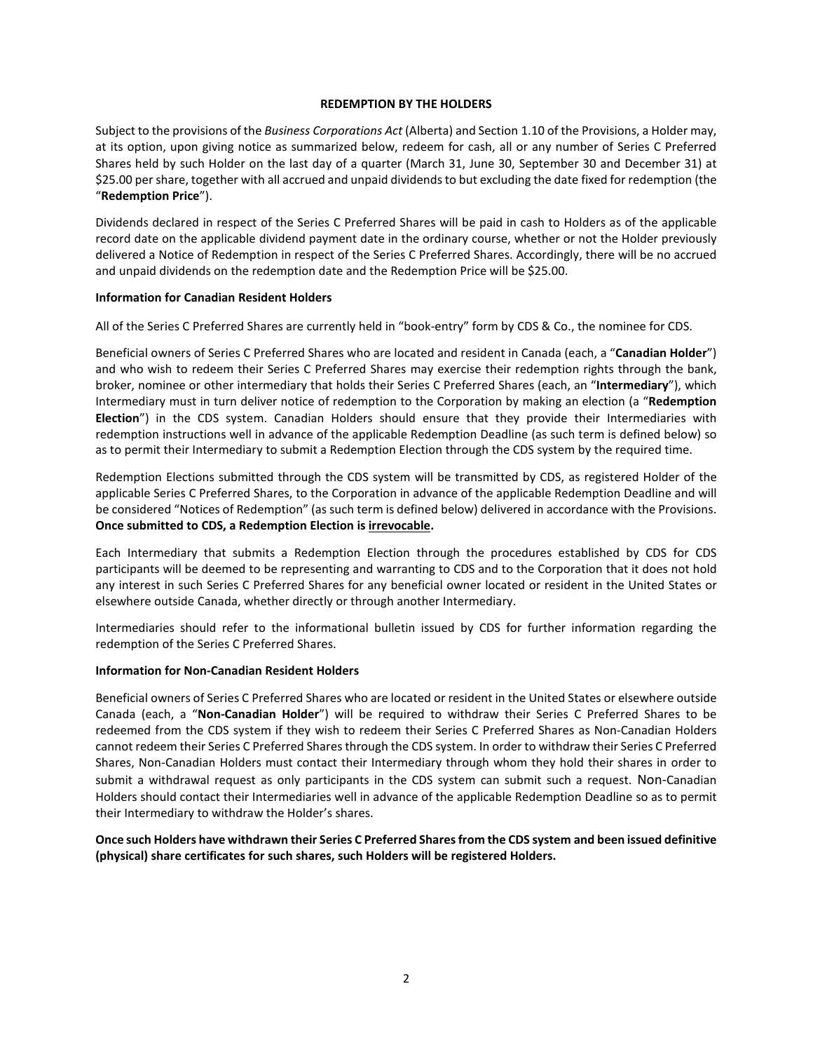## REDEMPTION BY THE HOLDERS

Subject to the provisions of the *Business Corporations Act* (Alberta) and Section 1.10 of the Provisions, a Holder may, at its option, upon giving notice as summarized below, redeem for cash, all or any number of Series C Preferred Shares held by such Holder on the last day of a quarter (March 31, June 30, September 30 and December 31) at $25.00 per share, together with all accrued and unpaid dividends to but excluding the date fixed for redemption (the "**Redemption Price**").

Dividends declared in respect of the Series C Preferred Shares will be paid in cash to Holders as of the applicable record date on the applicable dividend payment date in the ordinary course, whether or not the Holder previously delivered a Notice of Redemption in respect of the Series C Preferred Shares. Accordingly, there will be no accrued and unpaid dividends on the redemption date and the Redemption Price will be $25.00.

### Information for Canadian Resident Holders

All of the Series C Preferred Shares are currently held in "book-entry" form by CDS & Co., the nominee for CDS.

Beneficial owners of Series C Preferred Shares who are located and resident in Canada (each, a "**Canadian Holder**") and who wish to redeem their Series C Preferred Shares may exercise their redemption rights through the bank, broker, nominee or other intermediary that holds their Series C Preferred Shares (each, an "**Intermediary**"), which Intermediary must in turn deliver notice of redemption to the Corporation by making an election (a "**Redemption Election**") in the CDS system. Canadian Holders should ensure that they provide their Intermediaries with redemption instructions well in advance of the applicable Redemption Deadline (as such term is defined below) so as to permit their Intermediary to submit a Redemption Election through the CDS system by the required time.

Redemption Elections submitted through the CDS system will be transmitted by CDS, as registered Holder of the applicable Series C Preferred Shares, to the Corporation in advance of the applicable Redemption Deadline and will be considered "Notices of Redemption" (as such term is defined below) delivered in accordance with the Provisions. **Once submitted to CDS, a Redemption Election is irrevocable.**

Each Intermediary that submits a Redemption Election through the procedures established by CDS for CDS participants will be deemed to be representing and warranting to CDS and to the Corporation that it does not hold any interest in such Series C Preferred Shares for any beneficial owner located or resident in the United States or elsewhere outside Canada, whether directly or through another Intermediary.

Intermediaries should refer to the informational bulletin issued by CDS for further information regarding the redemption of the Series C Preferred Shares.

### Information for Non-Canadian Resident Holders

Beneficial owners of Series C Preferred Shares who are located or resident in the United States or elsewhere outside Canada (each, a "**Non-Canadian Holder**") will be required to withdraw their Series C Preferred Shares to be redeemed from the CDS system if they wish to redeem their Series C Preferred Shares as Non-Canadian Holders cannot redeem their Series C Preferred Shares through the CDS system. In order to withdraw their Series C Preferred Shares, Non-Canadian Holders must contact their Intermediary through whom they hold their shares in order to submit a withdrawal request as only participants in the CDS system can submit such a request. Non-Canadian Holders should contact their Intermediaries well in advance of the applicable Redemption Deadline so as to permit their Intermediary to withdraw the Holder's shares.

**Once such Holders have withdrawn their Series C Preferred Shares from the CDS system and been issued definitive (physical) share certificates for such shares, such Holders will be registered Holders.**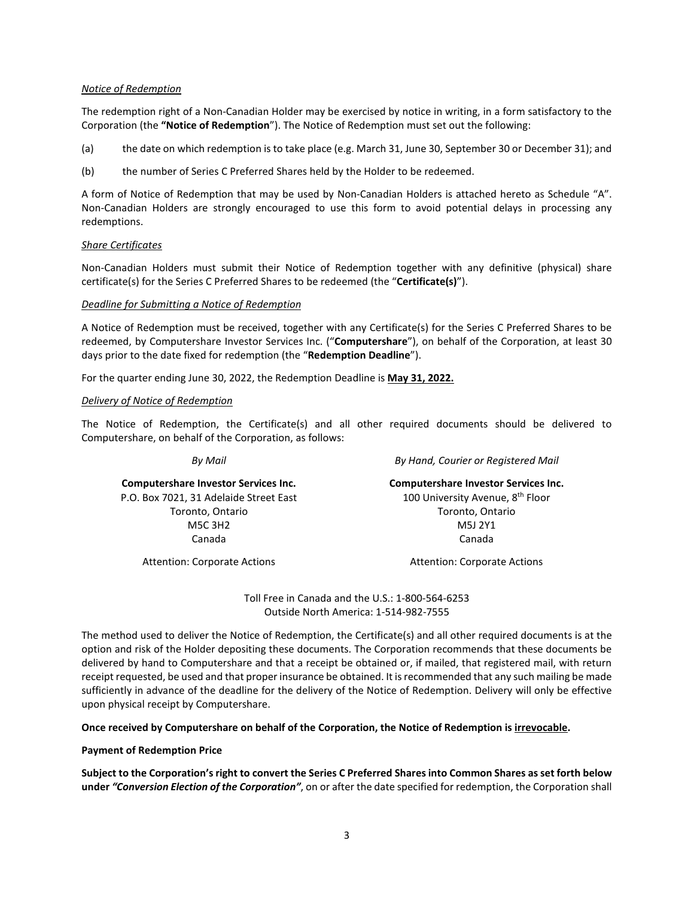*Notice of Redemption*

The redemption right of a Non-Canadian Holder may be exercised by notice in writing, in a form satisfactory to the Corporation (the **"Notice of Redemption**"). The Notice of Redemption must set out the following:

(a) the date on which redemption is to take place (e.g. March 31, June 30, September 30 or December 31); and

(b) the number of Series C Preferred Shares held by the Holder to be redeemed.

A form of Notice of Redemption that may be used by Non-Canadian Holders is attached hereto as Schedule "A". Non-Canadian Holders are strongly encouraged to use this form to avoid potential delays in processing any redemptions.

*Share Certificates*

Non-Canadian Holders must submit their Notice of Redemption together with any definitive (physical) share certificate(s) for the Series C Preferred Shares to be redeemed (the "**Certificate(s)**").

*Deadline for Submitting a Notice of Redemption*

A Notice of Redemption must be received, together with any Certificate(s) for the Series C Preferred Shares to be redeemed, by Computershare Investor Services Inc. ("**Computershare**"), on behalf of the Corporation, at least 30 days prior to the date fixed for redemption (the "**Redemption Deadline**").

For the quarter ending June 30, 2022, the Redemption Deadline is **May 31, 2022.**

*Delivery of Notice of Redemption*

The Notice of Redemption, the Certificate(s) and all other required documents should be delivered to Computershare, on behalf of the Corporation, as follows:

*By Mail*

**Computershare Investor Services Inc.**
P.O. Box 7021, 31 Adelaide Street East
Toronto, Ontario
M5C 3H2
Canada

Attention: Corporate Actions

*By Hand, Courier or Registered Mail*

**Computershare Investor Services Inc.**
100 University Avenue, 8th Floor
Toronto, Ontario
M5J 2Y1
Canada

Attention: Corporate Actions

Toll Free in Canada and the U.S.: 1-800-564-6253
Outside North America: 1-514-982-7555

The method used to deliver the Notice of Redemption, the Certificate(s) and all other required documents is at the option and risk of the Holder depositing these documents. The Corporation recommends that these documents be delivered by hand to Computershare and that a receipt be obtained or, if mailed, that registered mail, with return receipt requested, be used and that proper insurance be obtained. It is recommended that any such mailing be made sufficiently in advance of the deadline for the delivery of the Notice of Redemption. Delivery will only be effective upon physical receipt by Computershare.

**Once received by Computershare on behalf of the Corporation, the Notice of Redemption is irrevocable.**

**Payment of Redemption Price**

**Subject to the Corporation's right to convert the Series C Preferred Shares into Common Shares as set forth below under *"Conversion Election of the Corporation"***, on or after the date specified for redemption, the Corporation shall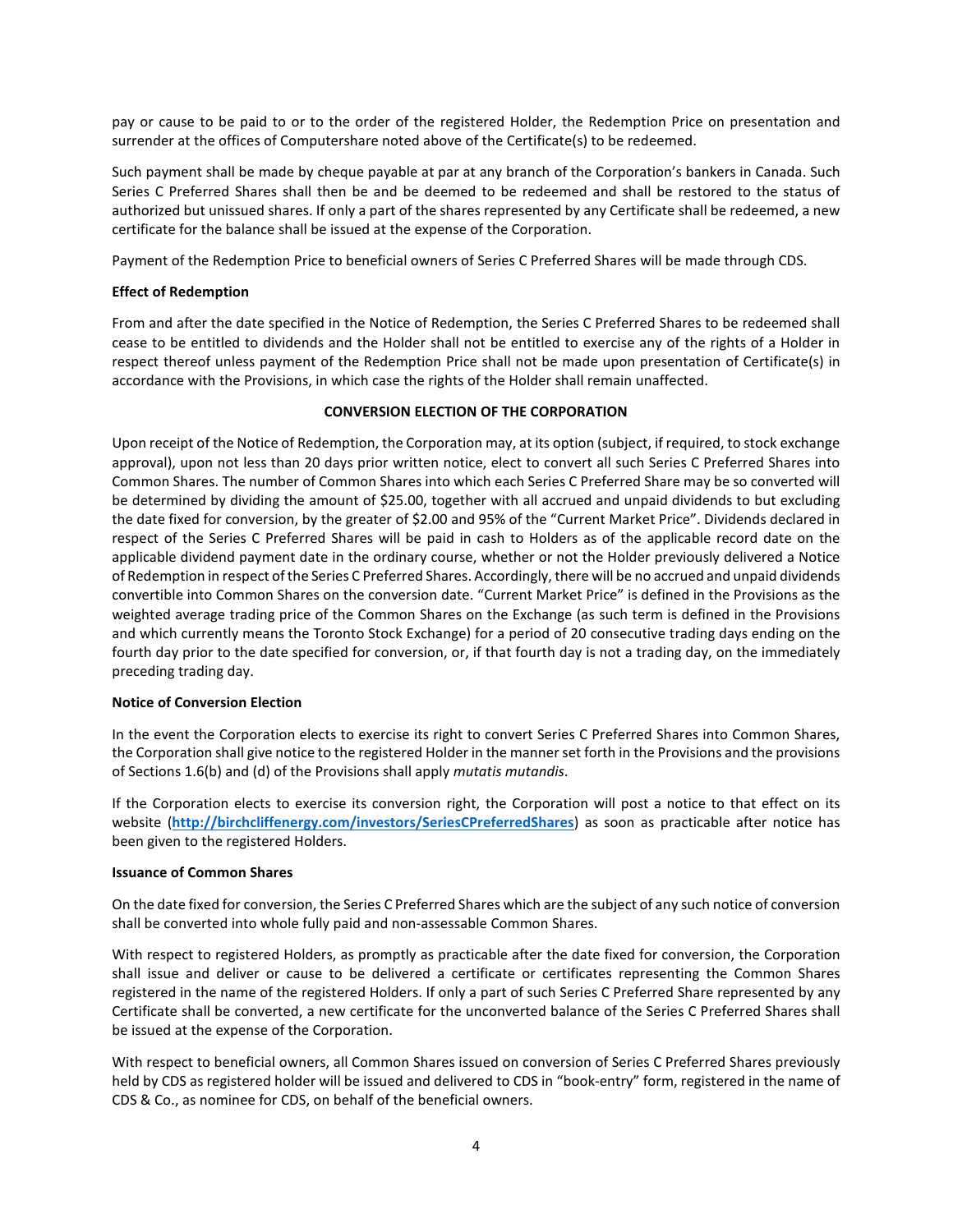pay or cause to be paid to or to the order of the registered Holder, the Redemption Price on presentation and surrender at the offices of Computershare noted above of the Certificate(s) to be redeemed.

Such payment shall be made by cheque payable at par at any branch of the Corporation's bankers in Canada. Such Series C Preferred Shares shall then be and be deemed to be redeemed and shall be restored to the status of authorized but unissued shares. If only a part of the shares represented by any Certificate shall be redeemed, a new certificate for the balance shall be issued at the expense of the Corporation.

Payment of the Redemption Price to beneficial owners of Series C Preferred Shares will be made through CDS.

**Effect of Redemption**

From and after the date specified in the Notice of Redemption, the Series C Preferred Shares to be redeemed shall cease to be entitled to dividends and the Holder shall not be entitled to exercise any of the rights of a Holder in respect thereof unless payment of the Redemption Price shall not be made upon presentation of Certificate(s) in accordance with the Provisions, in which case the rights of the Holder shall remain unaffected.

## CONVERSION ELECTION OF THE CORPORATION

Upon receipt of the Notice of Redemption, the Corporation may, at its option (subject, if required, to stock exchange approval), upon not less than 20 days prior written notice, elect to convert all such Series C Preferred Shares into Common Shares. The number of Common Shares into which each Series C Preferred Share may be so converted will be determined by dividing the amount of $25.00, together with all accrued and unpaid dividends to but excluding the date fixed for conversion, by the greater of $2.00 and 95% of the "Current Market Price". Dividends declared in respect of the Series C Preferred Shares will be paid in cash to Holders as of the applicable record date on the applicable dividend payment date in the ordinary course, whether or not the Holder previously delivered a Notice of Redemption in respect of the Series C Preferred Shares. Accordingly, there will be no accrued and unpaid dividends convertible into Common Shares on the conversion date. "Current Market Price" is defined in the Provisions as the weighted average trading price of the Common Shares on the Exchange (as such term is defined in the Provisions and which currently means the Toronto Stock Exchange) for a period of 20 consecutive trading days ending on the fourth day prior to the date specified for conversion, or, if that fourth day is not a trading day, on the immediately preceding trading day.

**Notice of Conversion Election**

In the event the Corporation elects to exercise its right to convert Series C Preferred Shares into Common Shares, the Corporation shall give notice to the registered Holder in the manner set forth in the Provisions and the provisions of Sections 1.6(b) and (d) of the Provisions shall apply *mutatis mutandis*.

If the Corporation elects to exercise its conversion right, the Corporation will post a notice to that effect on its website (**http://birchcliffenergy.com/investors/SeriesCPreferredShares**) as soon as practicable after notice has been given to the registered Holders.

**Issuance of Common Shares**

On the date fixed for conversion, the Series C Preferred Shares which are the subject of any such notice of conversion shall be converted into whole fully paid and non-assessable Common Shares.

With respect to registered Holders, as promptly as practicable after the date fixed for conversion, the Corporation shall issue and deliver or cause to be delivered a certificate or certificates representing the Common Shares registered in the name of the registered Holders. If only a part of such Series C Preferred Share represented by any Certificate shall be converted, a new certificate for the unconverted balance of the Series C Preferred Shares shall be issued at the expense of the Corporation.

With respect to beneficial owners, all Common Shares issued on conversion of Series C Preferred Shares previously held by CDS as registered holder will be issued and delivered to CDS in "book-entry" form, registered in the name of CDS & Co., as nominee for CDS, on behalf of the beneficial owners.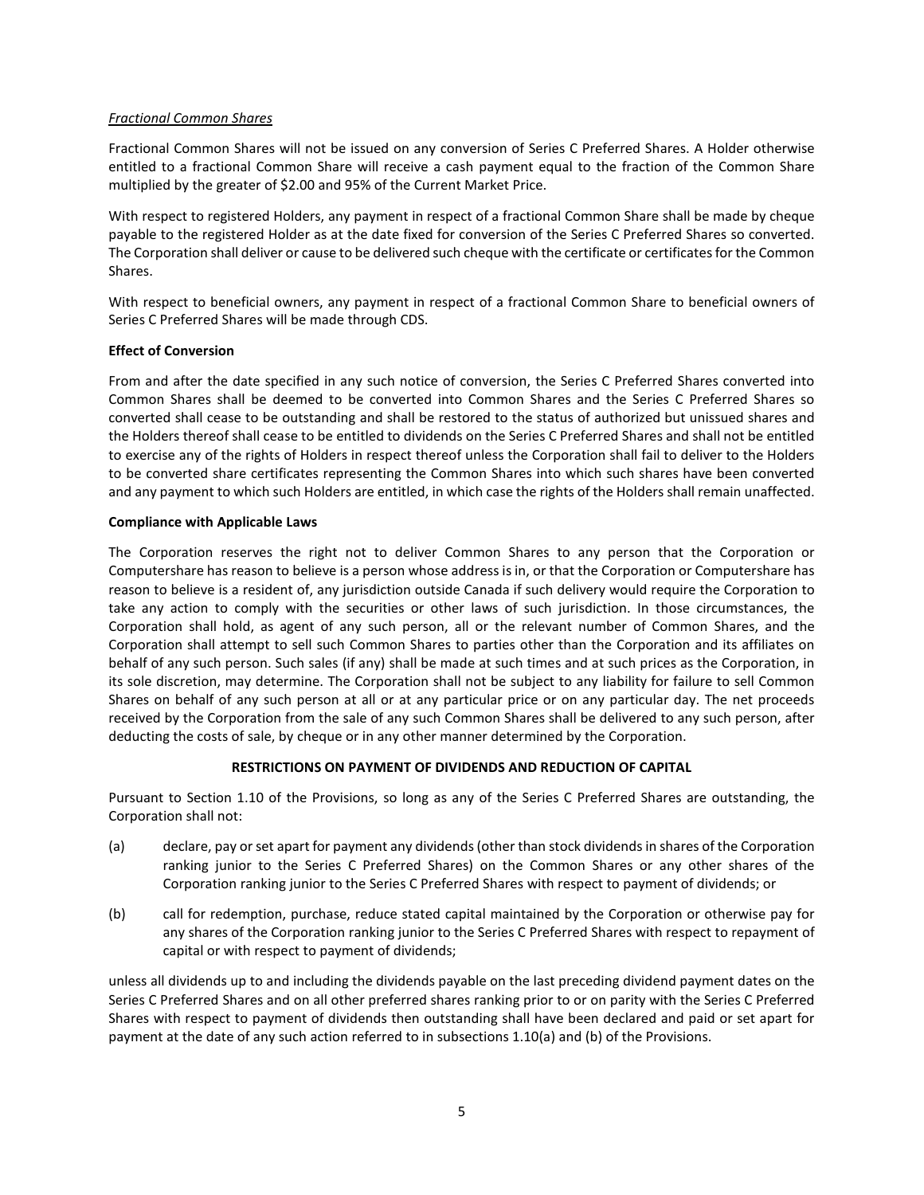*Fractional Common Shares*

Fractional Common Shares will not be issued on any conversion of Series C Preferred Shares. A Holder otherwise entitled to a fractional Common Share will receive a cash payment equal to the fraction of the Common Share multiplied by the greater of $2.00 and 95% of the Current Market Price.

With respect to registered Holders, any payment in respect of a fractional Common Share shall be made by cheque payable to the registered Holder as at the date fixed for conversion of the Series C Preferred Shares so converted. The Corporation shall deliver or cause to be delivered such cheque with the certificate or certificates for the Common Shares.

With respect to beneficial owners, any payment in respect of a fractional Common Share to beneficial owners of Series C Preferred Shares will be made through CDS.

**Effect of Conversion**

From and after the date specified in any such notice of conversion, the Series C Preferred Shares converted into Common Shares shall be deemed to be converted into Common Shares and the Series C Preferred Shares so converted shall cease to be outstanding and shall be restored to the status of authorized but unissued shares and the Holders thereof shall cease to be entitled to dividends on the Series C Preferred Shares and shall not be entitled to exercise any of the rights of Holders in respect thereof unless the Corporation shall fail to deliver to the Holders to be converted share certificates representing the Common Shares into which such shares have been converted and any payment to which such Holders are entitled, in which case the rights of the Holders shall remain unaffected.

**Compliance with Applicable Laws**

The Corporation reserves the right not to deliver Common Shares to any person that the Corporation or Computershare has reason to believe is a person whose address is in, or that the Corporation or Computershare has reason to believe is a resident of, any jurisdiction outside Canada if such delivery would require the Corporation to take any action to comply with the securities or other laws of such jurisdiction. In those circumstances, the Corporation shall hold, as agent of any such person, all or the relevant number of Common Shares, and the Corporation shall attempt to sell such Common Shares to parties other than the Corporation and its affiliates on behalf of any such person. Such sales (if any) shall be made at such times and at such prices as the Corporation, in its sole discretion, may determine. The Corporation shall not be subject to any liability for failure to sell Common Shares on behalf of any such person at all or at any particular price or on any particular day. The net proceeds received by the Corporation from the sale of any such Common Shares shall be delivered to any such person, after deducting the costs of sale, by cheque or in any other manner determined by the Corporation.

**RESTRICTIONS ON PAYMENT OF DIVIDENDS AND REDUCTION OF CAPITAL**

Pursuant to Section 1.10 of the Provisions, so long as any of the Series C Preferred Shares are outstanding, the Corporation shall not:

(a) declare, pay or set apart for payment any dividends (other than stock dividends in shares of the Corporation ranking junior to the Series C Preferred Shares) on the Common Shares or any other shares of the Corporation ranking junior to the Series C Preferred Shares with respect to payment of dividends; or

(b) call for redemption, purchase, reduce stated capital maintained by the Corporation or otherwise pay for any shares of the Corporation ranking junior to the Series C Preferred Shares with respect to repayment of capital or with respect to payment of dividends;

unless all dividends up to and including the dividends payable on the last preceding dividend payment dates on the Series C Preferred Shares and on all other preferred shares ranking prior to or on parity with the Series C Preferred Shares with respect to payment of dividends then outstanding shall have been declared and paid or set apart for payment at the date of any such action referred to in subsections 1.10(a) and (b) of the Provisions.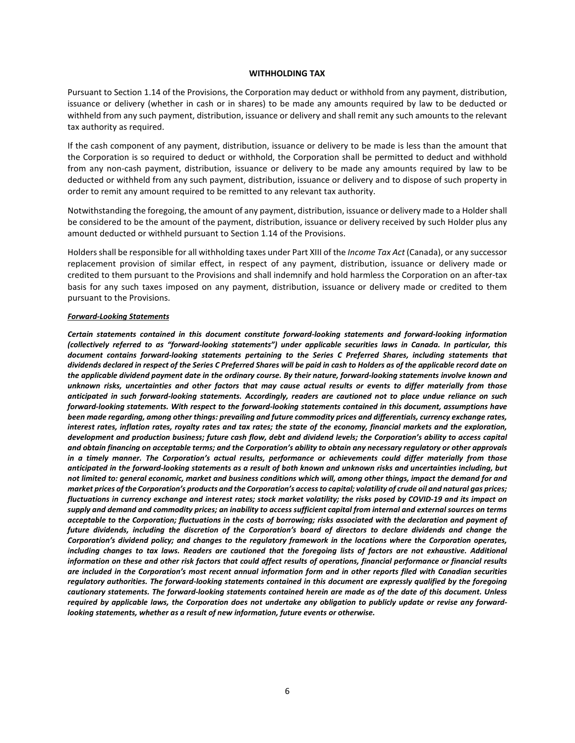## WITHHOLDING TAX

Pursuant to Section 1.14 of the Provisions, the Corporation may deduct or withhold from any payment, distribution, issuance or delivery (whether in cash or in shares) to be made any amounts required by law to be deducted or withheld from any such payment, distribution, issuance or delivery and shall remit any such amounts to the relevant tax authority as required.

If the cash component of any payment, distribution, issuance or delivery to be made is less than the amount that the Corporation is so required to deduct or withhold, the Corporation shall be permitted to deduct and withhold from any non-cash payment, distribution, issuance or delivery to be made any amounts required by law to be deducted or withheld from any such payment, distribution, issuance or delivery and to dispose of such property in order to remit any amount required to be remitted to any relevant tax authority.

Notwithstanding the foregoing, the amount of any payment, distribution, issuance or delivery made to a Holder shall be considered to be the amount of the payment, distribution, issuance or delivery received by such Holder plus any amount deducted or withheld pursuant to Section 1.14 of the Provisions.

Holders shall be responsible for all withholding taxes under Part XIII of the *Income Tax Act* (Canada), or any successor replacement provision of similar effect, in respect of any payment, distribution, issuance or delivery made or credited to them pursuant to the Provisions and shall indemnify and hold harmless the Corporation on an after-tax basis for any such taxes imposed on any payment, distribution, issuance or delivery made or credited to them pursuant to the Provisions.

***Forward-Looking Statements***

***Certain statements contained in this document constitute forward-looking statements and forward-looking information (collectively referred to as "forward-looking statements") under applicable securities laws in Canada. In particular, this document contains forward-looking statements pertaining to the Series C Preferred Shares, including statements that dividends declared in respect of the Series C Preferred Shares will be paid in cash to Holders as of the applicable record date on the applicable dividend payment date in the ordinary course. By their nature, forward-looking statements involve known and unknown risks, uncertainties and other factors that may cause actual results or events to differ materially from those anticipated in such forward-looking statements. Accordingly, readers are cautioned not to place undue reliance on such forward-looking statements. With respect to the forward-looking statements contained in this document, assumptions have been made regarding, among other things: prevailing and future commodity prices and differentials, currency exchange rates, interest rates, inflation rates, royalty rates and tax rates; the state of the economy, financial markets and the exploration, development and production business; future cash flow, debt and dividend levels; the Corporation's ability to access capital and obtain financing on acceptable terms; and the Corporation's ability to obtain any necessary regulatory or other approvals in a timely manner. The Corporation's actual results, performance or achievements could differ materially from those anticipated in the forward-looking statements as a result of both known and unknown risks and uncertainties including, but not limited to: general economic, market and business conditions which will, among other things, impact the demand for and market prices of the Corporation's products and the Corporation's access to capital; volatility of crude oil and natural gas prices; fluctuations in currency exchange and interest rates; stock market volatility; the risks posed by COVID-19 and its impact on supply and demand and commodity prices; an inability to access sufficient capital from internal and external sources on terms acceptable to the Corporation; fluctuations in the costs of borrowing; risks associated with the declaration and payment of future dividends, including the discretion of the Corporation's board of directors to declare dividends and change the Corporation's dividend policy; and changes to the regulatory framework in the locations where the Corporation operates, including changes to tax laws. Readers are cautioned that the foregoing lists of factors are not exhaustive. Additional information on these and other risk factors that could affect results of operations, financial performance or financial results are included in the Corporation's most recent annual information form and in other reports filed with Canadian securities regulatory authorities. The forward-looking statements contained in this document are expressly qualified by the foregoing cautionary statements. The forward-looking statements contained herein are made as of the date of this document. Unless required by applicable laws, the Corporation does not undertake any obligation to publicly update or revise any forward-looking statements, whether as a result of new information, future events or otherwise.***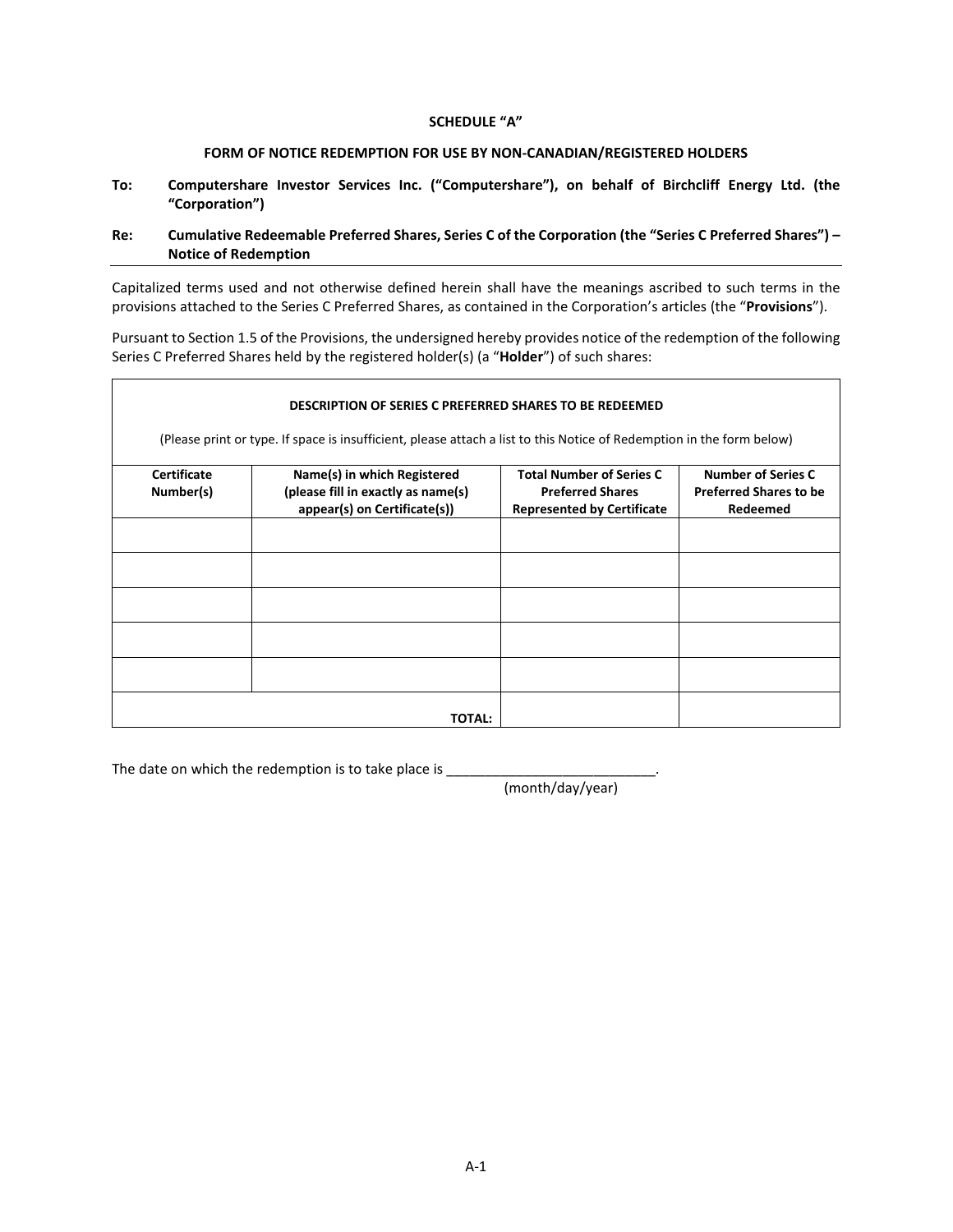**SCHEDULE "A"**

**FORM OF NOTICE REDEMPTION FOR USE BY NON-CANADIAN/REGISTERED HOLDERS**

**To:** **Computershare Investor Services Inc. ("Computershare"), on behalf of Birchcliff Energy Ltd. (the "Corporation")**

**Re:** **Cumulative Redeemable Preferred Shares, Series C of the Corporation (the "Series C Preferred Shares") – Notice of Redemption**

---

Capitalized terms used and not otherwise defined herein shall have the meanings ascribed to such terms in the provisions attached to the Series C Preferred Shares, as contained in the Corporation's articles (the "**Provisions**").

Pursuant to Section 1.5 of the Provisions, the undersigned hereby provides notice of the redemption of the following Series C Preferred Shares held by the registered holder(s) (a "**Holder**") of such shares:

**DESCRIPTION OF SERIES C PREFERRED SHARES TO BE REDEEMED**

(Please print or type. If space is insufficient, please attach a list to this Notice of Redemption in the form below)

| Certificate Number(s) | Name(s) in which Registered (please fill in exactly as name(s) appear(s) on Certificate(s)) | Total Number of Series C Preferred Shares Represented by Certificate | Number of Series C Preferred Shares to be Redeemed |
|---|---|---|---|
| | | | |
| | | | |
| | | | |
| | | | |
| | | | |
| | **TOTAL:** | | |

The date on which the redemption is to take place is ___________________________.
(month/day/year)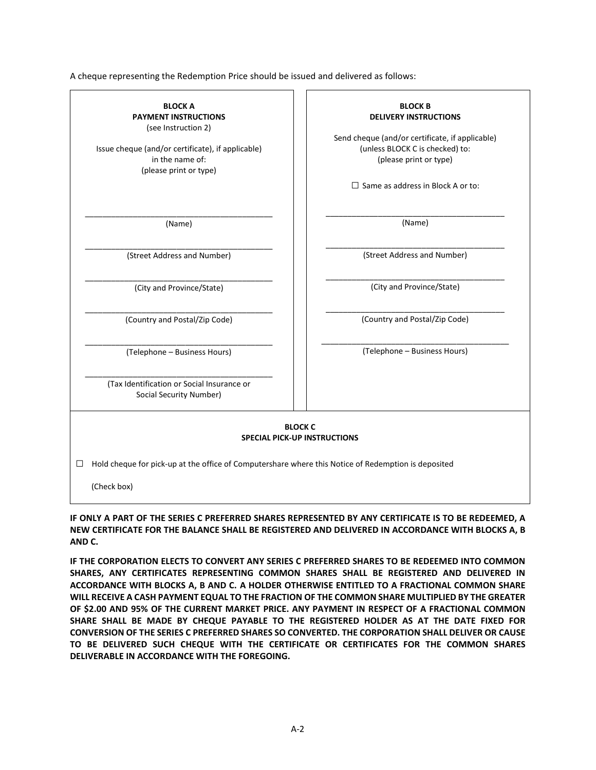A cheque representing the Redemption Price should be issued and delivered as follows:

| **BLOCK A**<br>**PAYMENT INSTRUCTIONS**<br>(see Instruction 2) | **BLOCK B**<br>**DELIVERY INSTRUCTIONS** |
|---|---|
| Issue cheque (and/or certificate), if applicable) in the name of:<br>(please print or type) | Send cheque (and/or certificate, if applicable) (unless BLOCK C is checked) to:<br>(please print or type)<br><br>☐ Same as address in Block A or to: |
| ______________________________<br>(Name) | ______________________________<br>(Name) |
| ______________________________<br>(Street Address and Number) | ______________________________<br>(Street Address and Number) |
| ______________________________<br>(City and Province/State) | ______________________________<br>(City and Province/State) |
| ______________________________<br>(Country and Postal/Zip Code) | ______________________________<br>(Country and Postal/Zip Code) |
| ______________________________<br>(Telephone – Business Hours) | ______________________________<br>(Telephone – Business Hours) |
| ______________________________<br>(Tax Identification or Social Insurance or Social Security Number) | |

**BLOCK C**
**SPECIAL PICK-UP INSTRUCTIONS**

☐ Hold cheque for pick-up at the office of Computershare where this Notice of Redemption is deposited

(Check box)

**IF ONLY A PART OF THE SERIES C PREFERRED SHARES REPRESENTED BY ANY CERTIFICATE IS TO BE REDEEMED, A NEW CERTIFICATE FOR THE BALANCE SHALL BE REGISTERED AND DELIVERED IN ACCORDANCE WITH BLOCKS A, B AND C.**

**IF THE CORPORATION ELECTS TO CONVERT ANY SERIES C PREFERRED SHARES TO BE REDEEMED INTO COMMON SHARES, ANY CERTIFICATES REPRESENTING COMMON SHARES SHALL BE REGISTERED AND DELIVERED IN ACCORDANCE WITH BLOCKS A, B AND C. A HOLDER OTHERWISE ENTITLED TO A FRACTIONAL COMMON SHARE WILL RECEIVE A CASH PAYMENT EQUAL TO THE FRACTION OF THE COMMON SHARE MULTIPLIED BY THE GREATER OF $2.00 AND 95% OF THE CURRENT MARKET PRICE. ANY PAYMENT IN RESPECT OF A FRACTIONAL COMMON SHARE SHALL BE MADE BY CHEQUE PAYABLE TO THE REGISTERED HOLDER AS AT THE DATE FIXED FOR CONVERSION OF THE SERIES C PREFERRED SHARES SO CONVERTED. THE CORPORATION SHALL DELIVER OR CAUSE TO BE DELIVERED SUCH CHEQUE WITH THE CERTIFICATE OR CERTIFICATES FOR THE COMMON SHARES DELIVERABLE IN ACCORDANCE WITH THE FOREGOING.**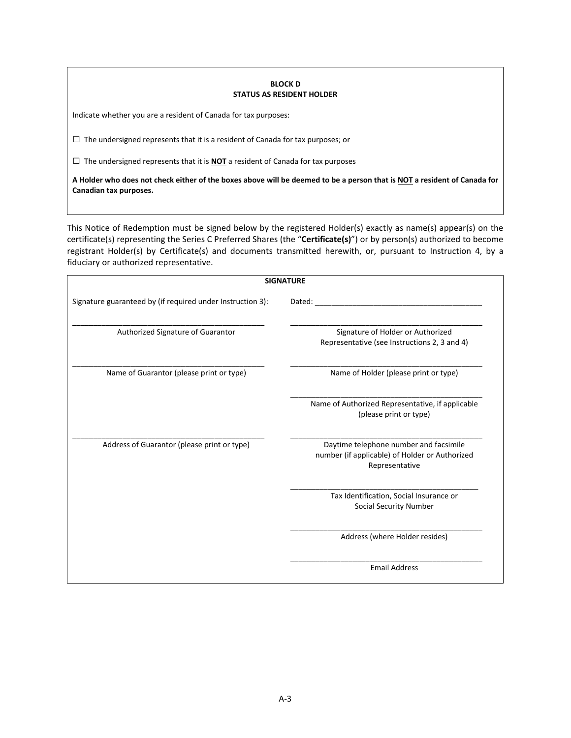**BLOCK D**
**STATUS AS RESIDENT HOLDER**

Indicate whether you are a resident of Canada for tax purposes:

☐ The undersigned represents that it is a resident of Canada for tax purposes; or

☐ The undersigned represents that it is **NOT** a resident of Canada for tax purposes

**A Holder who does not check either of the boxes above will be deemed to be a person that is NOT a resident of Canada for Canadian tax purposes.**

This Notice of Redemption must be signed below by the registered Holder(s) exactly as name(s) appear(s) on the certificate(s) representing the Series C Preferred Shares (the "**Certificate(s)**") or by person(s) authorized to become registrant Holder(s) by Certificate(s) and documents transmitted herewith, or, pursuant to Instruction 4, by a fiduciary or authorized representative.

**SIGNATURE**

| | |
|---|---|
| Signature guaranteed by (if required under Instruction 3): | Dated: ________________________ |
| ________________________<br>Authorized Signature of Guarantor | ________________________<br>Signature of Holder or Authorized Representative (see Instructions 2, 3 and 4) |
| ________________________<br>Name of Guarantor (please print or type) | ________________________<br>Name of Holder (please print or type) |
| | ________________________<br>Name of Authorized Representative, if applicable (please print or type) |
| ________________________<br>Address of Guarantor (please print or type) | ________________________<br>Daytime telephone number and facsimile number (if applicable) of Holder or Authorized Representative |
| | ________________________<br>Tax Identification, Social Insurance or Social Security Number |
| | ________________________<br>Address (where Holder resides) |
| | ________________________<br>Email Address |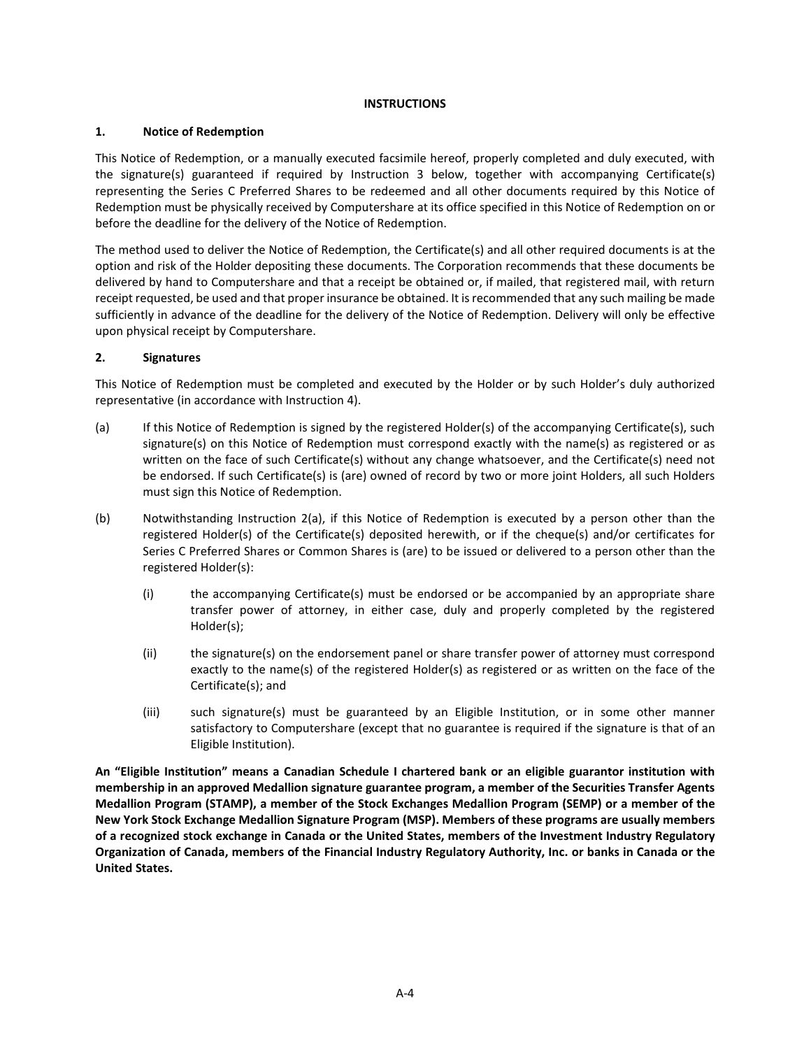# INSTRUCTIONS

## 1. Notice of Redemption

This Notice of Redemption, or a manually executed facsimile hereof, properly completed and duly executed, with the signature(s) guaranteed if required by Instruction 3 below, together with accompanying Certificate(s) representing the Series C Preferred Shares to be redeemed and all other documents required by this Notice of Redemption must be physically received by Computershare at its office specified in this Notice of Redemption on or before the deadline for the delivery of the Notice of Redemption.

The method used to deliver the Notice of Redemption, the Certificate(s) and all other required documents is at the option and risk of the Holder depositing these documents. The Corporation recommends that these documents be delivered by hand to Computershare and that a receipt be obtained or, if mailed, that registered mail, with return receipt requested, be used and that proper insurance be obtained. It is recommended that any such mailing be made sufficiently in advance of the deadline for the delivery of the Notice of Redemption. Delivery will only be effective upon physical receipt by Computershare.

## 2. Signatures

This Notice of Redemption must be completed and executed by the Holder or by such Holder's duly authorized representative (in accordance with Instruction 4).

(a) If this Notice of Redemption is signed by the registered Holder(s) of the accompanying Certificate(s), such signature(s) on this Notice of Redemption must correspond exactly with the name(s) as registered or as written on the face of such Certificate(s) without any change whatsoever, and the Certificate(s) need not be endorsed. If such Certificate(s) is (are) owned of record by two or more joint Holders, all such Holders must sign this Notice of Redemption.

(b) Notwithstanding Instruction 2(a), if this Notice of Redemption is executed by a person other than the registered Holder(s) of the Certificate(s) deposited herewith, or if the cheque(s) and/or certificates for Series C Preferred Shares or Common Shares is (are) to be issued or delivered to a person other than the registered Holder(s):

  (i) the accompanying Certificate(s) must be endorsed or be accompanied by an appropriate share transfer power of attorney, in either case, duly and properly completed by the registered Holder(s);

  (ii) the signature(s) on the endorsement panel or share transfer power of attorney must correspond exactly to the name(s) of the registered Holder(s) as registered or as written on the face of the Certificate(s); and

  (iii) such signature(s) must be guaranteed by an Eligible Institution, or in some other manner satisfactory to Computershare (except that no guarantee is required if the signature is that of an Eligible Institution).

**An "Eligible Institution" means a Canadian Schedule I chartered bank or an eligible guarantor institution with membership in an approved Medallion signature guarantee program, a member of the Securities Transfer Agents Medallion Program (STAMP), a member of the Stock Exchanges Medallion Program (SEMP) or a member of the New York Stock Exchange Medallion Signature Program (MSP). Members of these programs are usually members of a recognized stock exchange in Canada or the United States, members of the Investment Industry Regulatory Organization of Canada, members of the Financial Industry Regulatory Authority, Inc. or banks in Canada or the United States.**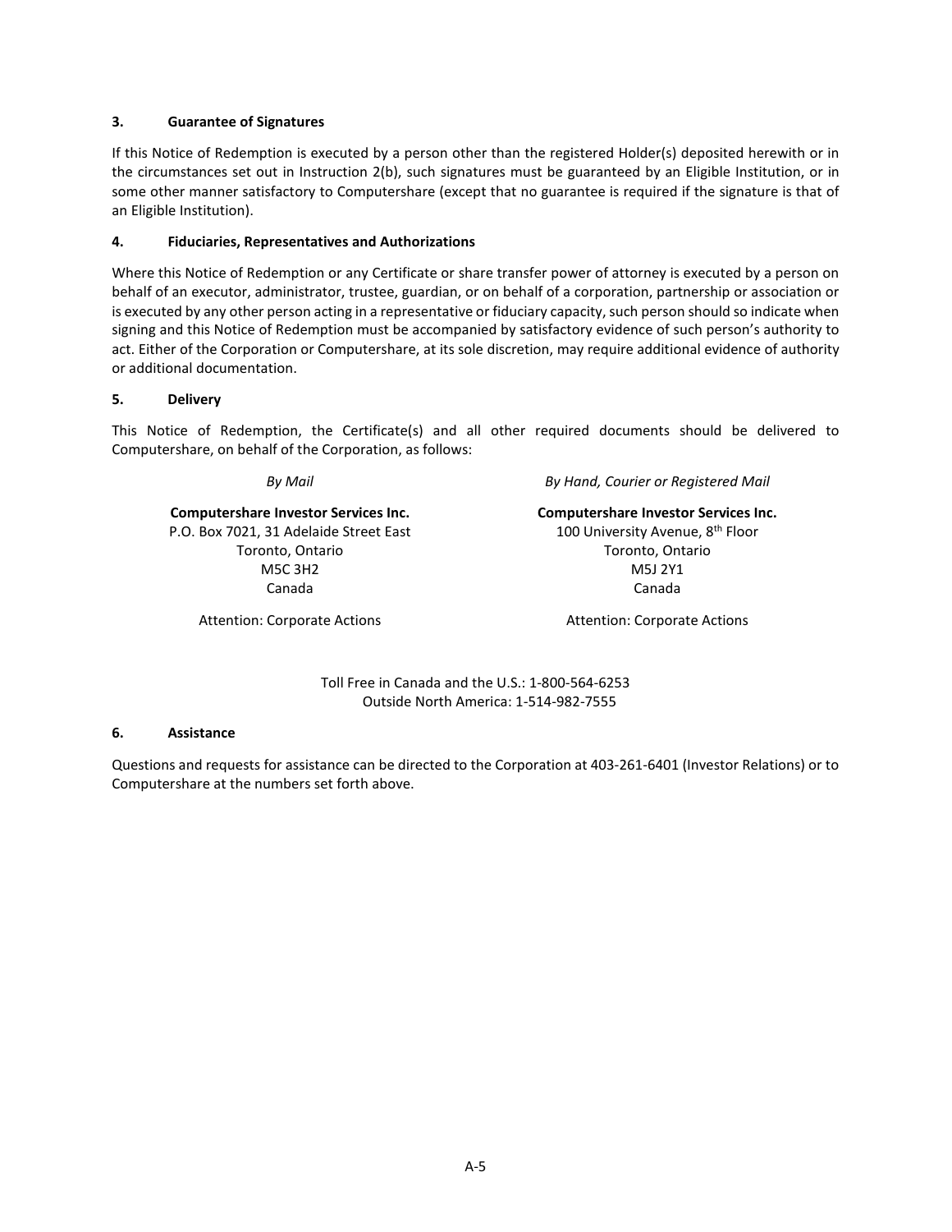### 3. Guarantee of Signatures

If this Notice of Redemption is executed by a person other than the registered Holder(s) deposited herewith or in the circumstances set out in Instruction 2(b), such signatures must be guaranteed by an Eligible Institution, or in some other manner satisfactory to Computershare (except that no guarantee is required if the signature is that of an Eligible Institution).

### 4. Fiduciaries, Representatives and Authorizations

Where this Notice of Redemption or any Certificate or share transfer power of attorney is executed by a person on behalf of an executor, administrator, trustee, guardian, or on behalf of a corporation, partnership or association or is executed by any other person acting in a representative or fiduciary capacity, such person should so indicate when signing and this Notice of Redemption must be accompanied by satisfactory evidence of such person's authority to act. Either of the Corporation or Computershare, at its sole discretion, may require additional evidence of authority or additional documentation.

### 5. Delivery

This Notice of Redemption, the Certificate(s) and all other required documents should be delivered to Computershare, on behalf of the Corporation, as follows:

*By Mail*

**Computershare Investor Services Inc.**
P.O. Box 7021, 31 Adelaide Street East
Toronto, Ontario
M5C 3H2
Canada

Attention: Corporate Actions

*By Hand, Courier or Registered Mail*

**Computershare Investor Services Inc.**
100 University Avenue, 8th Floor
Toronto, Ontario
M5J 2Y1
Canada

Attention: Corporate Actions

Toll Free in Canada and the U.S.: 1-800-564-6253
Outside North America: 1-514-982-7555

### 6. Assistance

Questions and requests for assistance can be directed to the Corporation at 403-261-6401 (Investor Relations) or to Computershare at the numbers set forth above.